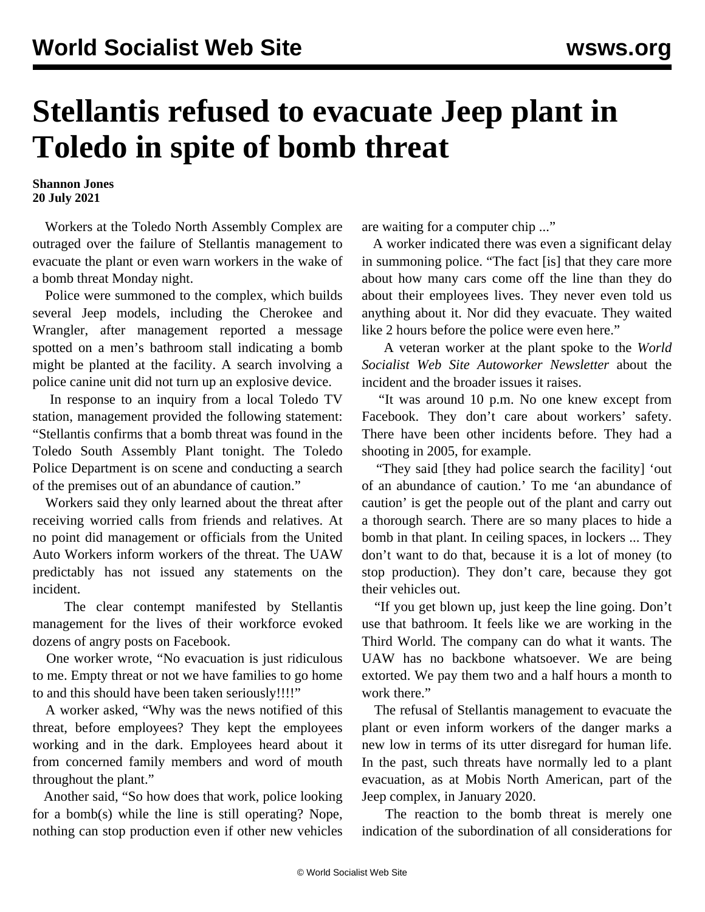# Stellantis refused to evacuate Jeep plant in Toledo in spite of bomb threat

**Shannon Jones**
**20 July 2021**

Workers at the Toledo North Assembly Complex are outraged over the failure of Stellantis management to evacuate the plant or even warn workers in the wake of a bomb threat Monday night.

Police were summoned to the complex, which builds several Jeep models, including the Cherokee and Wrangler, after management reported a message spotted on a men's bathroom stall indicating a bomb might be planted at the facility. A search involving a police canine unit did not turn up an explosive device.

In response to an inquiry from a local Toledo TV station, management provided the following statement: "Stellantis confirms that a bomb threat was found in the Toledo South Assembly Plant tonight. The Toledo Police Department is on scene and conducting a search of the premises out of an abundance of caution."

Workers said they only learned about the threat after receiving worried calls from friends and relatives. At no point did management or officials from the United Auto Workers inform workers of the threat. The UAW predictably has not issued any statements on the incident.

The clear contempt manifested by Stellantis management for the lives of their workforce evoked dozens of angry posts on Facebook.

One worker wrote, "No evacuation is just ridiculous to me. Empty threat or not we have families to go home to and this should have been taken seriously!!!!"

A worker asked, "Why was the news notified of this threat, before employees? They kept the employees working and in the dark. Employees heard about it from concerned family members and word of mouth throughout the plant."

Another said, "So how does that work, police looking for a bomb(s) while the line is still operating? Nope, nothing can stop production even if other new vehicles are waiting for a computer chip ..."

A worker indicated there was even a significant delay in summoning police. "The fact [is] that they care more about how many cars come off the line than they do about their employees lives. They never even told us anything about it. Nor did they evacuate. They waited like 2 hours before the police were even here."

A veteran worker at the plant spoke to the *World Socialist Web Site Autoworker Newsletter* about the incident and the broader issues it raises.

"It was around 10 p.m. No one knew except from Facebook. They don't care about workers' safety. There have been other incidents before. They had a shooting in 2005, for example.

"They said [they had police search the facility] 'out of an abundance of caution.' To me 'an abundance of caution' is get the people out of the plant and carry out a thorough search. There are so many places to hide a bomb in that plant. In ceiling spaces, in lockers ... They don't want to do that, because it is a lot of money (to stop production). They don't care, because they got their vehicles out.

"If you get blown up, just keep the line going. Don't use that bathroom. It feels like we are working in the Third World. The company can do what it wants. The UAW has no backbone whatsoever. We are being extorted. We pay them two and a half hours a month to work there."

The refusal of Stellantis management to evacuate the plant or even inform workers of the danger marks a new low in terms of its utter disregard for human life. In the past, such threats have normally led to a plant evacuation, as at Mobis North American, part of the Jeep complex, in January 2020.

The reaction to the bomb threat is merely one indication of the subordination of all considerations for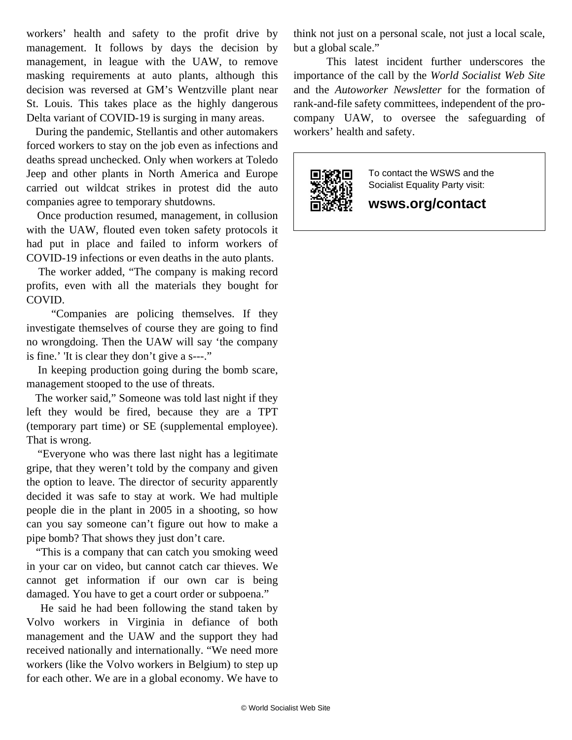workers' health and safety to the profit drive by management. It follows by days the decision by management, in league with the UAW, to remove masking requirements at auto plants, although this decision was reversed at GM's Wentzville plant near St. Louis. This takes place as the highly dangerous Delta variant of COVID-19 is surging in many areas.

During the pandemic, Stellantis and other automakers forced workers to stay on the job even as infections and deaths spread unchecked. Only when workers at Toledo Jeep and other plants in North America and Europe carried out wildcat strikes in protest did the auto companies agree to temporary shutdowns.

Once production resumed, management, in collusion with the UAW, flouted even token safety protocols it had put in place and failed to inform workers of COVID-19 infections or even deaths in the auto plants.

The worker added, "The company is making record profits, even with all the materials they bought for COVID.

"Companies are policing themselves. If they investigate themselves of course they are going to find no wrongdoing. Then the UAW will say 'the company is fine.' 'It is clear they don't give a s---."

In keeping production going during the bomb scare, management stooped to the use of threats.

The worker said," Someone was told last night if they left they would be fired, because they are a TPT (temporary part time) or SE (supplemental employee). That is wrong.

"Everyone who was there last night has a legitimate gripe, that they weren't told by the company and given the option to leave. The director of security apparently decided it was safe to stay at work. We had multiple people die in the plant in 2005 in a shooting, so how can you say someone can't figure out how to make a pipe bomb? That shows they just don't care.

"This is a company that can catch you smoking weed in your car on video, but cannot catch car thieves. We cannot get information if our own car is being damaged. You have to get a court order or subpoena."

He said he had been following the stand taken by Volvo workers in Virginia in defiance of both management and the UAW and the support they had received nationally and internationally. "We need more workers (like the Volvo workers in Belgium) to step up for each other. We are in a global economy. We have to think not just on a personal scale, not just a local scale, but a global scale."

This latest incident further underscores the importance of the call by the *World Socialist Web Site* and the *Autoworker Newsletter* for the formation of rank-and-file safety committees, independent of the pro-company UAW, to oversee the safeguarding of workers' health and safety.

To contact the WSWS and the Socialist Equality Party visit:

**wsws.org/contact**